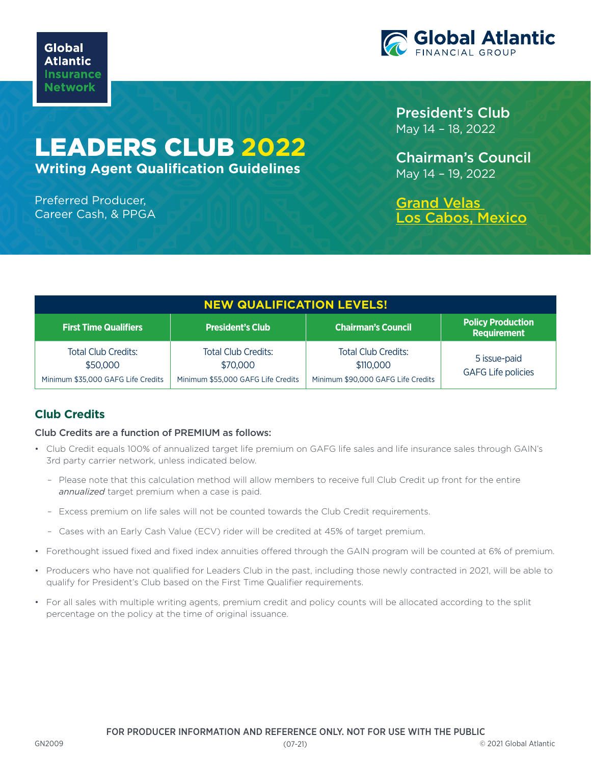Global Atlantic Insurance Network

Global Atlantic FINANCIAL GROUP

# LEADERS CLUB 2022

## Writing Agent Qualification Guidelines

Preferred Producer, Career Cash, & PPGA

**President's Club**
May 14 – 18, 2022

**Chairman's Council**
May 14 – 19, 2022

**Grand Velas Los Cabos, Mexico**

| NEW QUALIFICATION LEVELS! | | | |
|---|---|---|---|
| **First Time Qualifiers** | **President's Club** | **Chairman's Council** | **Policy Production Requirement** |
| Total Club Credits: $50,000<br>Minimum $35,000 GAFG Life Credits | Total Club Credits: $70,000<br>Minimum $55,000 GAFG Life Credits | Total Club Credits: $110,000<br>Minimum $90,000 GAFG Life Credits | 5 issue-paid GAFG Life policies |

## Club Credits

**Club Credits are a function of PREMIUM as follows:**

- Club Credit equals 100% of annualized target life premium on GAFG life sales and life insurance sales through GAIN's 3rd party carrier network, unless indicated below.
  - Please note that this calculation method will allow members to receive full Club Credit up front for the entire *annualized* target premium when a case is paid.
  - Excess premium on life sales will not be counted towards the Club Credit requirements.
  - Cases with an Early Cash Value (ECV) rider will be credited at 45% of target premium.
- Forethought issued fixed and fixed index annuities offered through the GAIN program will be counted at 6% of premium.
- Producers who have not qualified for Leaders Club in the past, including those newly contracted in 2021, will be able to qualify for President's Club based on the First Time Qualifier requirements.
- For all sales with multiple writing agents, premium credit and policy counts will be allocated according to the split percentage on the policy at the time of original issuance.

FOR PRODUCER INFORMATION AND REFERENCE ONLY. NOT FOR USE WITH THE PUBLIC

GN2009 (07-21) © 2021 Global Atlantic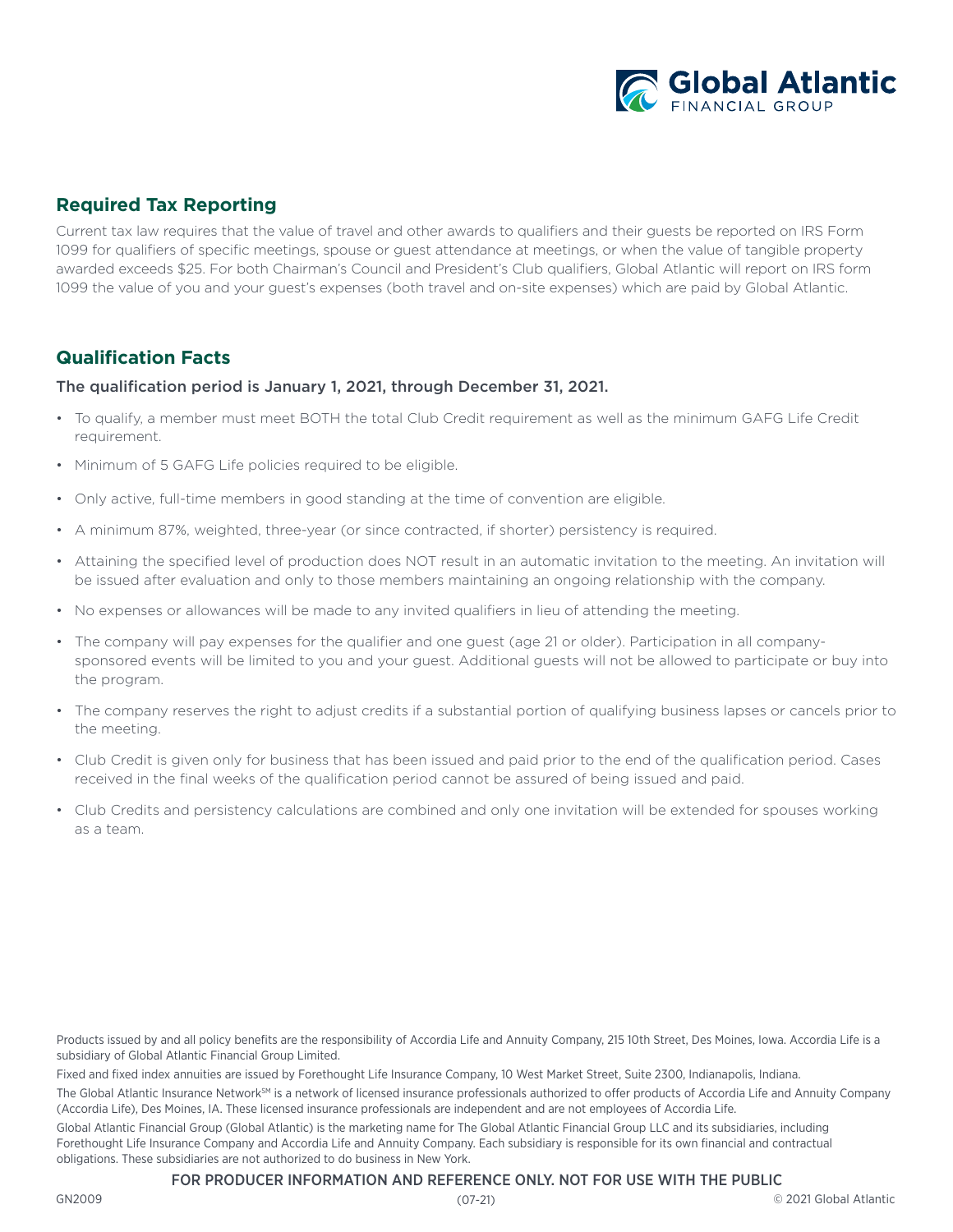## Required Tax Reporting

Current tax law requires that the value of travel and other awards to qualifiers and their guests be reported on IRS Form 1099 for qualifiers of specific meetings, spouse or guest attendance at meetings, or when the value of tangible property awarded exceeds $25. For both Chairman's Council and President's Club qualifiers, Global Atlantic will report on IRS form 1099 the value of you and your guest's expenses (both travel and on-site expenses) which are paid by Global Atlantic.

## Qualification Facts

**The qualification period is January 1, 2021, through December 31, 2021.**

- To qualify, a member must meet BOTH the total Club Credit requirement as well as the minimum GAFG Life Credit requirement.
- Minimum of 5 GAFG Life policies required to be eligible.
- Only active, full-time members in good standing at the time of convention are eligible.
- A minimum 87%, weighted, three-year (or since contracted, if shorter) persistency is required.
- Attaining the specified level of production does NOT result in an automatic invitation to the meeting. An invitation will be issued after evaluation and only to those members maintaining an ongoing relationship with the company.
- No expenses or allowances will be made to any invited qualifiers in lieu of attending the meeting.
- The company will pay expenses for the qualifier and one guest (age 21 or older). Participation in all company-sponsored events will be limited to you and your guest. Additional guests will not be allowed to participate or buy into the program.
- The company reserves the right to adjust credits if a substantial portion of qualifying business lapses or cancels prior to the meeting.
- Club Credit is given only for business that has been issued and paid prior to the end of the qualification period. Cases received in the final weeks of the qualification period cannot be assured of being issued and paid.
- Club Credits and persistency calculations are combined and only one invitation will be extended for spouses working as a team.

Products issued by and all policy benefits are the responsibility of Accordia Life and Annuity Company, 215 10th Street, Des Moines, Iowa. Accordia Life is a subsidiary of Global Atlantic Financial Group Limited.

Fixed and fixed index annuities are issued by Forethought Life Insurance Company, 10 West Market Street, Suite 2300, Indianapolis, Indiana.

The Global Atlantic Insurance Network[SM] is a network of licensed insurance professionals authorized to offer products of Accordia Life and Annuity Company (Accordia Life), Des Moines, IA. These licensed insurance professionals are independent and are not employees of Accordia Life.

Global Atlantic Financial Group (Global Atlantic) is the marketing name for The Global Atlantic Financial Group LLC and its subsidiaries, including Forethought Life Insurance Company and Accordia Life and Annuity Company. Each subsidiary is responsible for its own financial and contractual obligations. These subsidiaries are not authorized to do business in New York.

FOR PRODUCER INFORMATION AND REFERENCE ONLY. NOT FOR USE WITH THE PUBLIC

GN2009 (07-21) © 2021 Global Atlantic